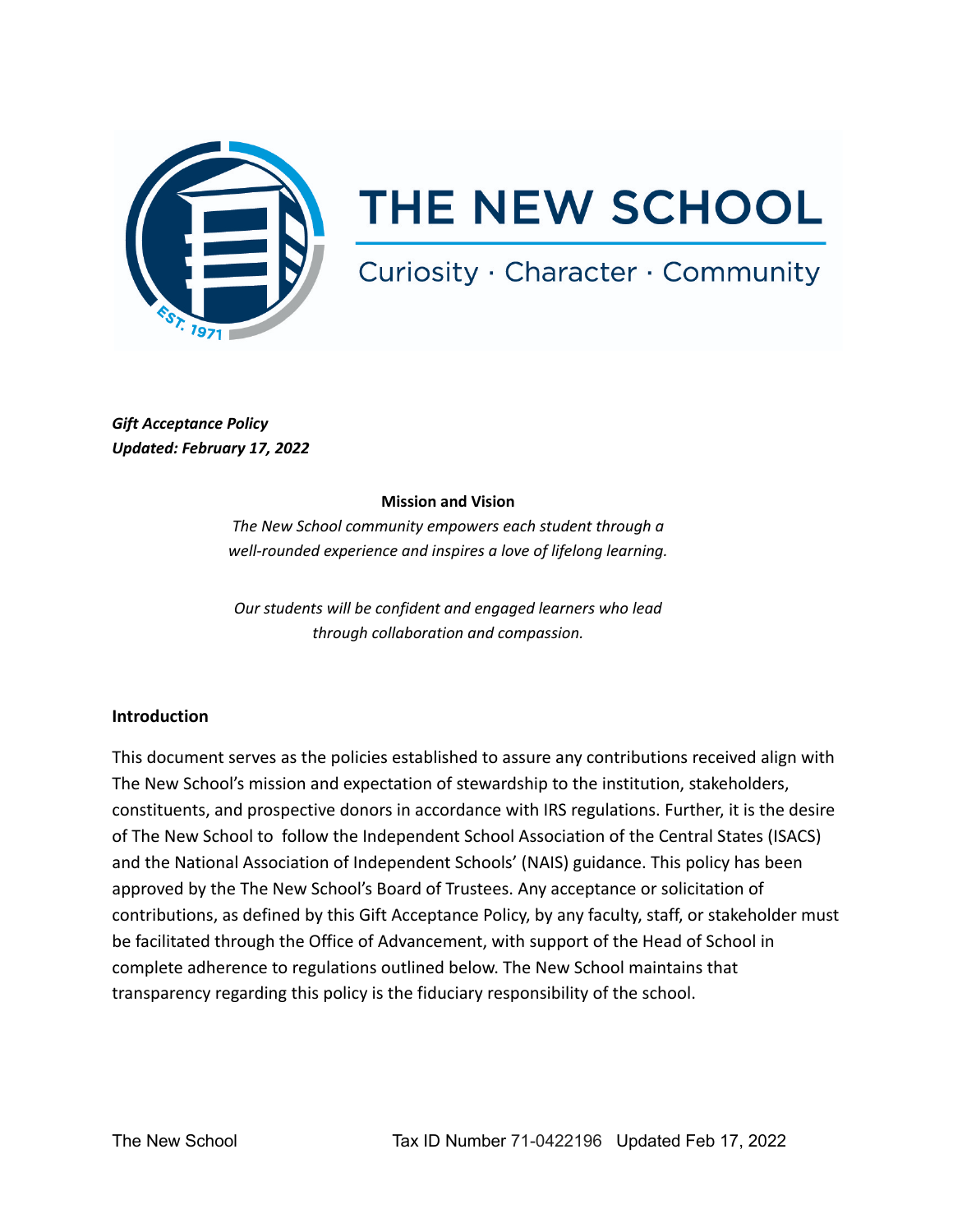# THE NEW SCHOOL

Curiosity · Character · Community

***Gift Acceptance Policy***
***Updated: February 17, 2022***

**Mission and Vision**

*The New School community empowers each student through a well-rounded experience and inspires a love of lifelong learning.*

*Our students will be confident and engaged learners who lead through collaboration and compassion.*

## Introduction

This document serves as the policies established to assure any contributions received align with The New School's mission and expectation of stewardship to the institution, stakeholders, constituents, and prospective donors in accordance with IRS regulations. Further, it is the desire of The New School to follow the Independent School Association of the Central States (ISACS) and the National Association of Independent Schools' (NAIS) guidance. This policy has been approved by the The New School's Board of Trustees. Any acceptance or solicitation of contributions, as defined by this Gift Acceptance Policy, by any faculty, staff, or stakeholder must be facilitated through the Office of Advancement, with support of the Head of School in complete adherence to regulations outlined below. The New School maintains that transparency regarding this policy is the fiduciary responsibility of the school.

The New School Tax ID Number 71-0422196 Updated Feb 17, 2022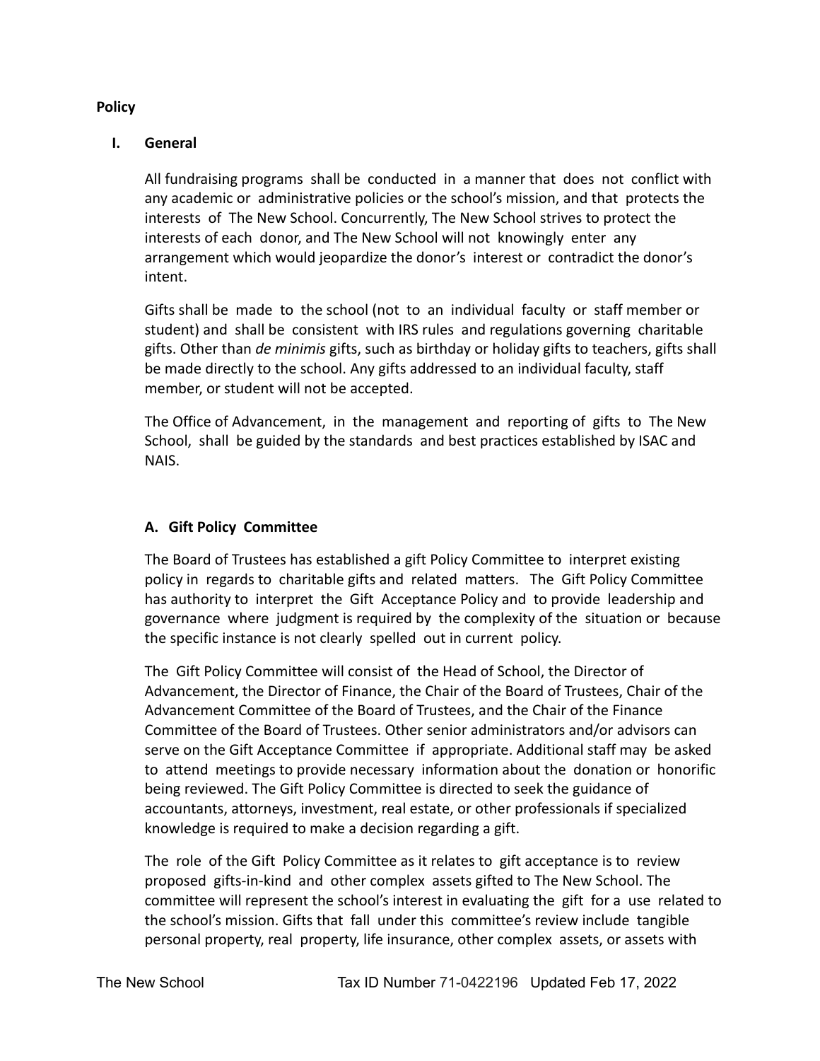**Policy**

**I. General**

All fundraising programs shall be conducted in a manner that does not conflict with any academic or administrative policies or the school's mission, and that protects the interests of The New School. Concurrently, The New School strives to protect the interests of each donor, and The New School will not knowingly enter any arrangement which would jeopardize the donor's interest or contradict the donor's intent.

Gifts shall be made to the school (not to an individual faculty or staff member or student) and shall be consistent with IRS rules and regulations governing charitable gifts. Other than *de minimis* gifts, such as birthday or holiday gifts to teachers, gifts shall be made directly to the school. Any gifts addressed to an individual faculty, staff member, or student will not be accepted.

The Office of Advancement, in the management and reporting of gifts to The New School, shall be guided by the standards and best practices established by ISAC and NAIS.

**A. Gift Policy Committee**

The Board of Trustees has established a gift Policy Committee to interpret existing policy in regards to charitable gifts and related matters. The Gift Policy Committee has authority to interpret the Gift Acceptance Policy and to provide leadership and governance where judgment is required by the complexity of the situation or because the specific instance is not clearly spelled out in current policy.

The Gift Policy Committee will consist of the Head of School, the Director of Advancement, the Director of Finance, the Chair of the Board of Trustees, Chair of the Advancement Committee of the Board of Trustees, and the Chair of the Finance Committee of the Board of Trustees. Other senior administrators and/or advisors can serve on the Gift Acceptance Committee if appropriate. Additional staff may be asked to attend meetings to provide necessary information about the donation or honorific being reviewed. The Gift Policy Committee is directed to seek the guidance of accountants, attorneys, investment, real estate, or other professionals if specialized knowledge is required to make a decision regarding a gift.

The role of the Gift Policy Committee as it relates to gift acceptance is to review proposed gifts-in-kind and other complex assets gifted to The New School. The committee will represent the school's interest in evaluating the gift for a use related to the school's mission. Gifts that fall under this committee's review include tangible personal property, real property, life insurance, other complex assets, or assets with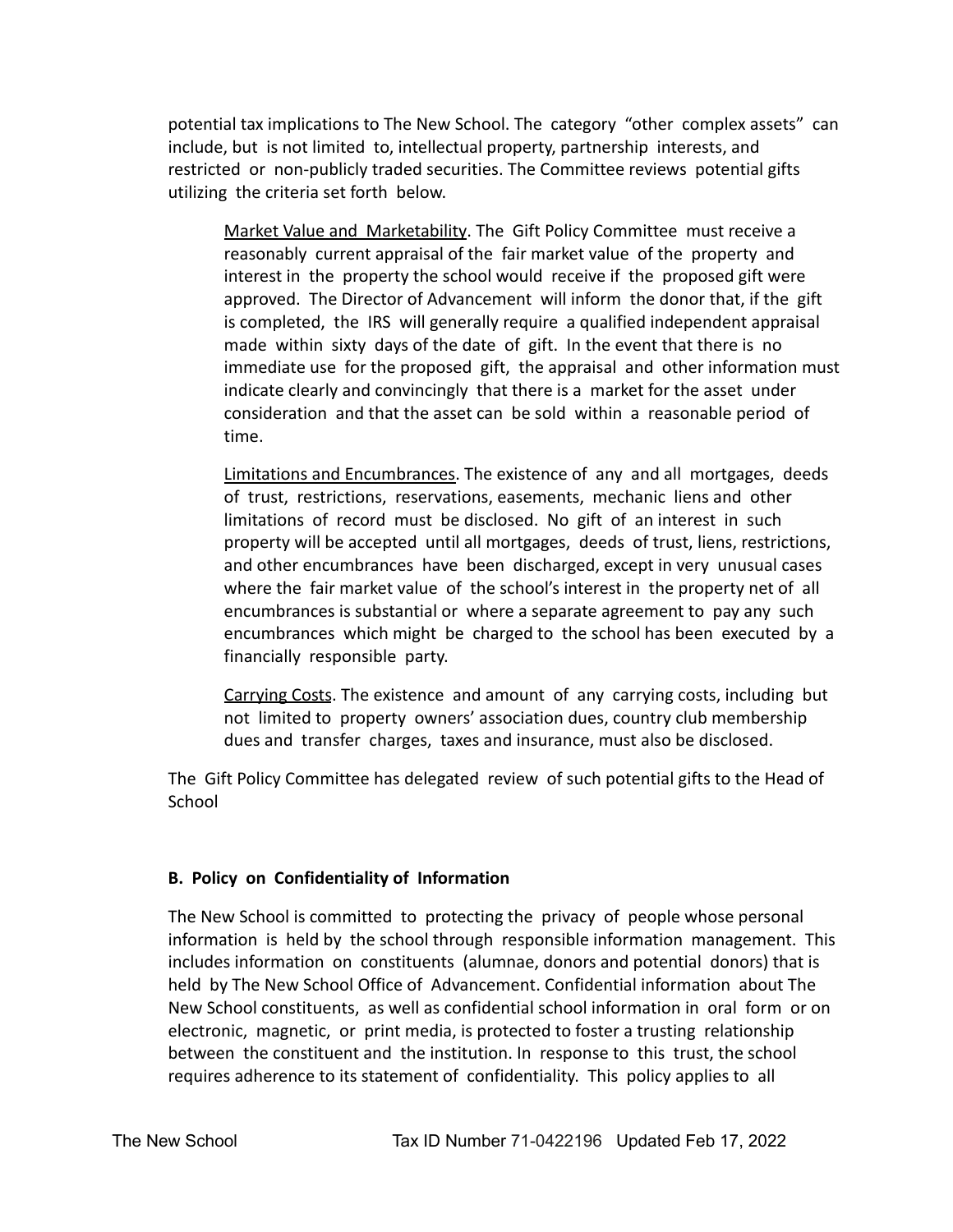potential tax implications to The New School. The category "other complex assets" can include, but is not limited to, intellectual property, partnership interests, and restricted or non-publicly traded securities. The Committee reviews potential gifts utilizing the criteria set forth below.

> <u>Market Value and Marketability</u>. The Gift Policy Committee must receive a reasonably current appraisal of the fair market value of the property and interest in the property the school would receive if the proposed gift were approved. The Director of Advancement will inform the donor that, if the gift is completed, the IRS will generally require a qualified independent appraisal made within sixty days of the date of gift. In the event that there is no immediate use for the proposed gift, the appraisal and other information must indicate clearly and convincingly that there is a market for the asset under consideration and that the asset can be sold within a reasonable period of time.
>
> <u>Limitations and Encumbrances</u>. The existence of any and all mortgages, deeds of trust, restrictions, reservations, easements, mechanic liens and other limitations of record must be disclosed. No gift of an interest in such property will be accepted until all mortgages, deeds of trust, liens, restrictions, and other encumbrances have been discharged, except in very unusual cases where the fair market value of the school's interest in the property net of all encumbrances is substantial or where a separate agreement to pay any such encumbrances which might be charged to the school has been executed by a financially responsible party.
>
> <u>Carrying Costs</u>. The existence and amount of any carrying costs, including but not limited to property owners' association dues, country club membership dues and transfer charges, taxes and insurance, must also be disclosed.

The Gift Policy Committee has delegated review of such potential gifts to the Head of School

**B. Policy on Confidentiality of Information**

The New School is committed to protecting the privacy of people whose personal information is held by the school through responsible information management. This includes information on constituents (alumnae, donors and potential donors) that is held by The New School Office of Advancement. Confidential information about The New School constituents, as well as confidential school information in oral form or on electronic, magnetic, or print media, is protected to foster a trusting relationship between the constituent and the institution. In response to this trust, the school requires adherence to its statement of confidentiality. This policy applies to all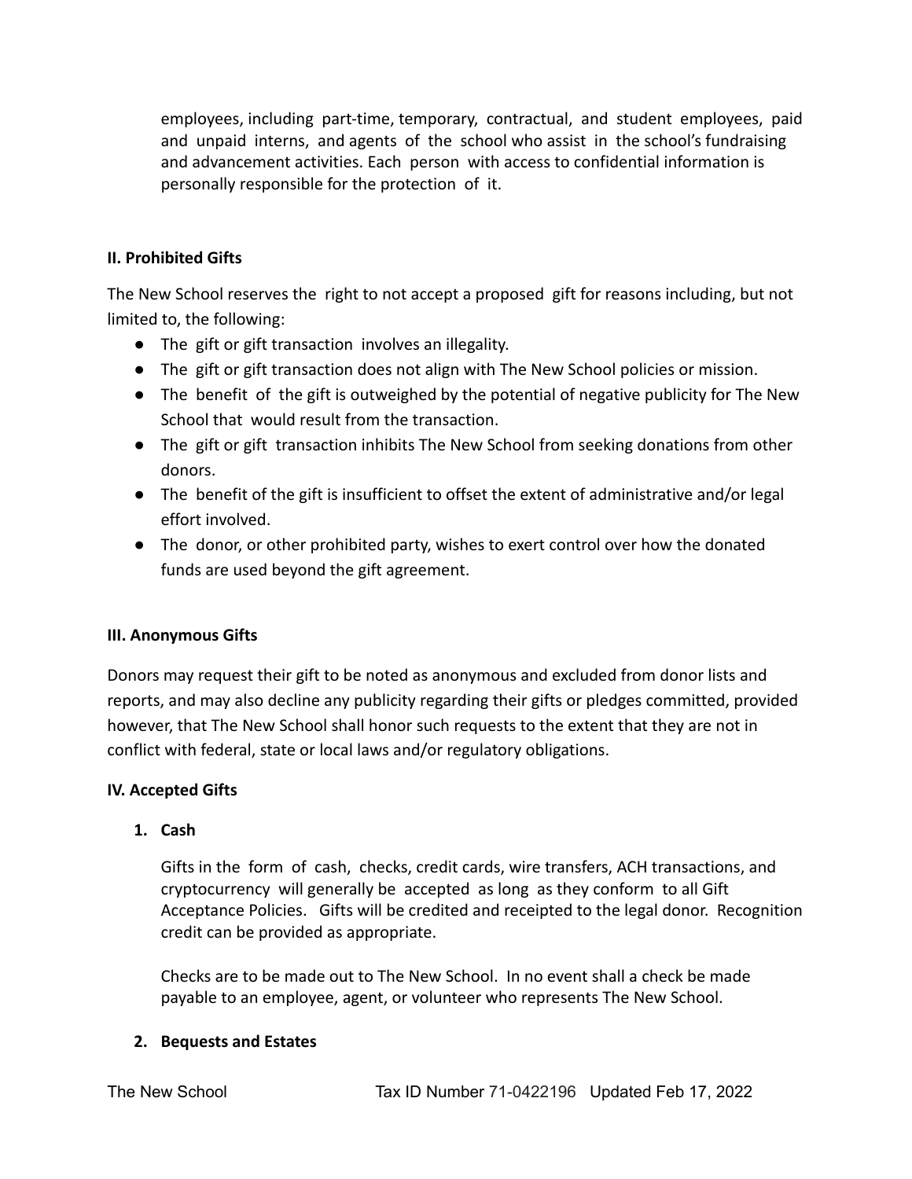employees, including part-time, temporary, contractual, and student employees, paid and unpaid interns, and agents of the school who assist in the school's fundraising and advancement activities. Each person with access to confidential information is personally responsible for the protection of it.

**II. Prohibited Gifts**

The New School reserves the right to not accept a proposed gift for reasons including, but not limited to, the following:

- The gift or gift transaction involves an illegality.
- The gift or gift transaction does not align with The New School policies or mission.
- The benefit of the gift is outweighed by the potential of negative publicity for The New School that would result from the transaction.
- The gift or gift transaction inhibits The New School from seeking donations from other donors.
- The benefit of the gift is insufficient to offset the extent of administrative and/or legal effort involved.
- The donor, or other prohibited party, wishes to exert control over how the donated funds are used beyond the gift agreement.

**III. Anonymous Gifts**

Donors may request their gift to be noted as anonymous and excluded from donor lists and reports, and may also decline any publicity regarding their gifts or pledges committed, provided however, that The New School shall honor such requests to the extent that they are not in conflict with federal, state or local laws and/or regulatory obligations.

**IV. Accepted Gifts**

1. **Cash**

   Gifts in the form of cash, checks, credit cards, wire transfers, ACH transactions, and cryptocurrency will generally be accepted as long as they conform to all Gift Acceptance Policies. Gifts will be credited and receipted to the legal donor. Recognition credit can be provided as appropriate.

   Checks are to be made out to The New School. In no event shall a check be made payable to an employee, agent, or volunteer who represents The New School.

2. **Bequests and Estates**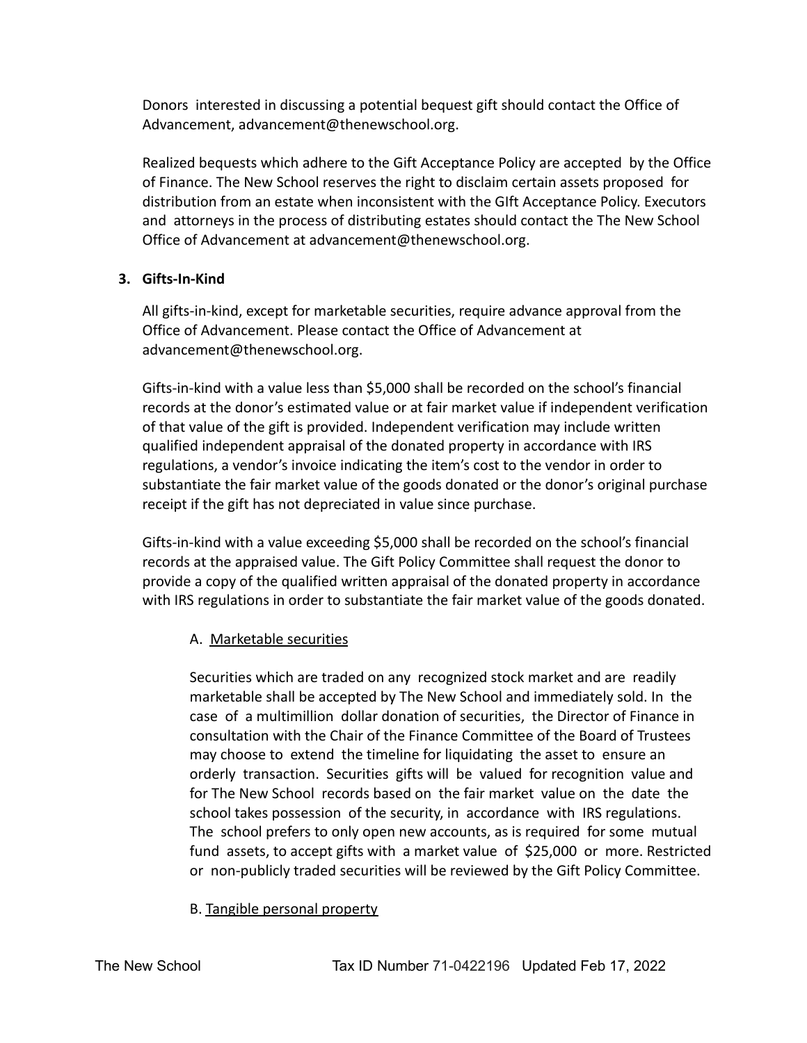Donors interested in discussing a potential bequest gift should contact the Office of Advancement, advancement@thenewschool.org.

Realized bequests which adhere to the Gift Acceptance Policy are accepted by the Office of Finance. The New School reserves the right to disclaim certain assets proposed for distribution from an estate when inconsistent with the GIft Acceptance Policy. Executors and attorneys in the process of distributing estates should contact the The New School Office of Advancement at advancement@thenewschool.org.

**3. Gifts-In-Kind**

All gifts-in-kind, except for marketable securities, require advance approval from the Office of Advancement. Please contact the Office of Advancement at advancement@thenewschool.org.

Gifts-in-kind with a value less than $5,000 shall be recorded on the school's financial records at the donor's estimated value or at fair market value if independent verification of that value of the gift is provided. Independent verification may include written qualified independent appraisal of the donated property in accordance with IRS regulations, a vendor's invoice indicating the item's cost to the vendor in order to substantiate the fair market value of the goods donated or the donor's original purchase receipt if the gift has not depreciated in value since purchase.

Gifts-in-kind with a value exceeding $5,000 shall be recorded on the school's financial records at the appraised value. The Gift Policy Committee shall request the donor to provide a copy of the qualified written appraisal of the donated property in accordance with IRS regulations in order to substantiate the fair market value of the goods donated.

A. Marketable securities

Securities which are traded on any recognized stock market and are readily marketable shall be accepted by The New School and immediately sold. In the case of a multimillion dollar donation of securities, the Director of Finance in consultation with the Chair of the Finance Committee of the Board of Trustees may choose to extend the timeline for liquidating the asset to ensure an orderly transaction. Securities gifts will be valued for recognition value and for The New School records based on the fair market value on the date the school takes possession of the security, in accordance with IRS regulations. The school prefers to only open new accounts, as is required for some mutual fund assets, to accept gifts with a market value of $25,000 or more. Restricted or non-publicly traded securities will be reviewed by the Gift Policy Committee.

B. Tangible personal property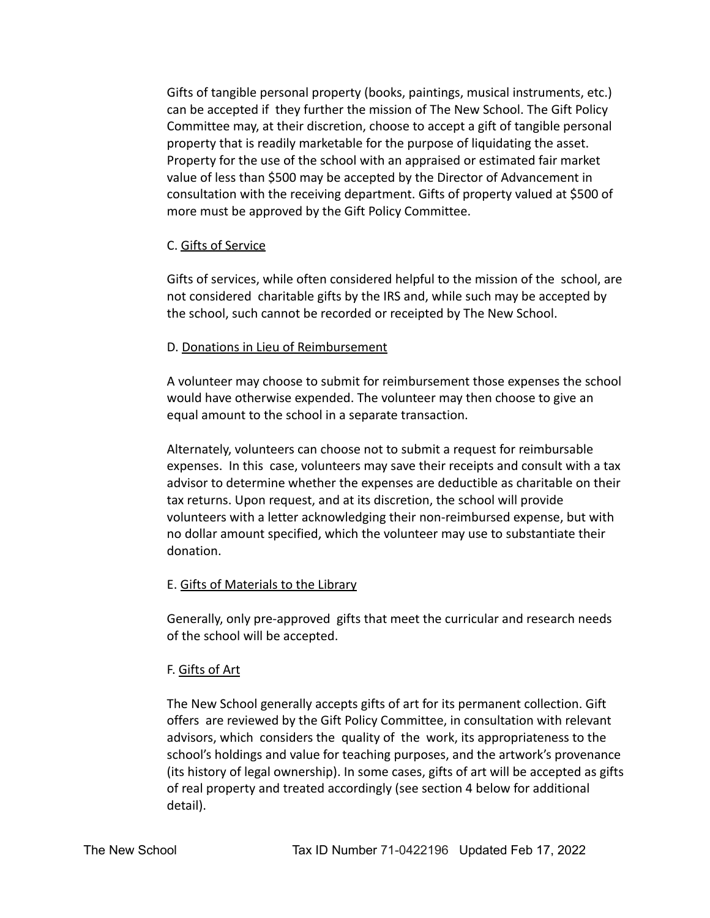Gifts of tangible personal property (books, paintings, musical instruments, etc.) can be accepted if they further the mission of The New School. The Gift Policy Committee may, at their discretion, choose to accept a gift of tangible personal property that is readily marketable for the purpose of liquidating the asset. Property for the use of the school with an appraised or estimated fair market value of less than $500 may be accepted by the Director of Advancement in consultation with the receiving department. Gifts of property valued at $500 of more must be approved by the Gift Policy Committee.

C. Gifts of Service

Gifts of services, while often considered helpful to the mission of the school, are not considered charitable gifts by the IRS and, while such may be accepted by the school, such cannot be recorded or receipted by The New School.

D. Donations in Lieu of Reimbursement

A volunteer may choose to submit for reimbursement those expenses the school would have otherwise expended. The volunteer may then choose to give an equal amount to the school in a separate transaction.

Alternately, volunteers can choose not to submit a request for reimbursable expenses. In this case, volunteers may save their receipts and consult with a tax advisor to determine whether the expenses are deductible as charitable on their tax returns. Upon request, and at its discretion, the school will provide volunteers with a letter acknowledging their non-reimbursed expense, but with no dollar amount specified, which the volunteer may use to substantiate their donation.

E. Gifts of Materials to the Library

Generally, only pre-approved gifts that meet the curricular and research needs of the school will be accepted.

F. Gifts of Art

The New School generally accepts gifts of art for its permanent collection. Gift offers are reviewed by the Gift Policy Committee, in consultation with relevant advisors, which considers the quality of the work, its appropriateness to the school's holdings and value for teaching purposes, and the artwork's provenance (its history of legal ownership). In some cases, gifts of art will be accepted as gifts of real property and treated accordingly (see section 4 below for additional detail).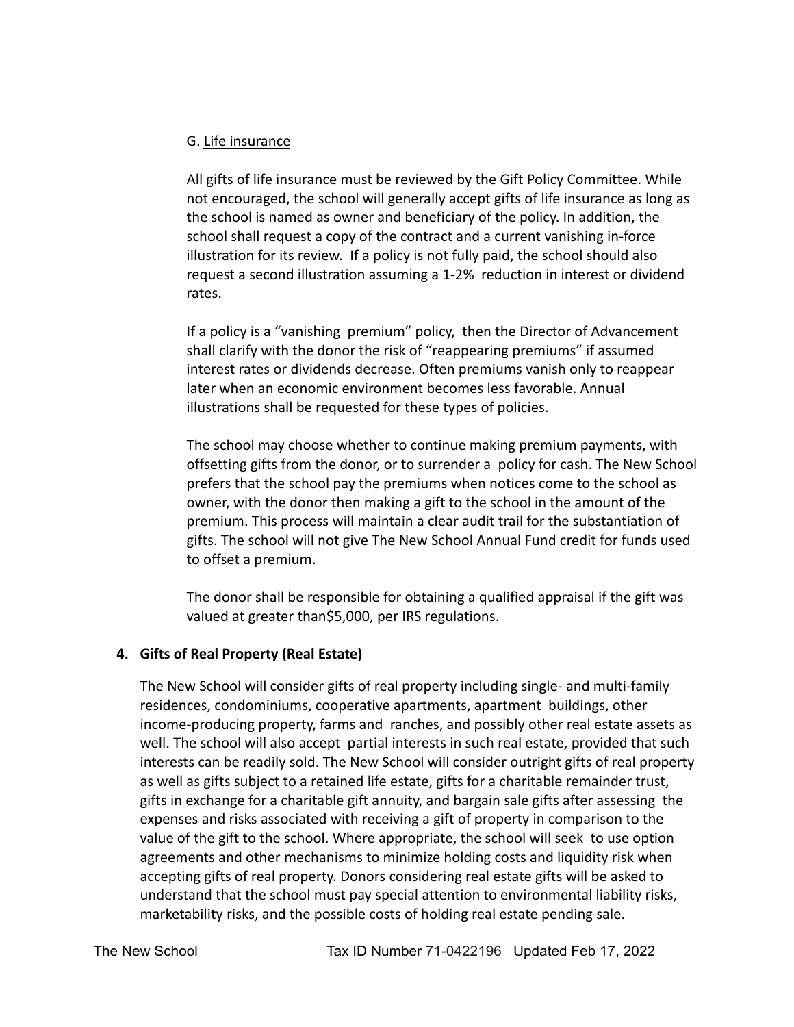G. Life insurance

All gifts of life insurance must be reviewed by the Gift Policy Committee. While not encouraged, the school will generally accept gifts of life insurance as long as the school is named as owner and beneficiary of the policy. In addition, the school shall request a copy of the contract and a current vanishing in-force illustration for its review. If a policy is not fully paid, the school should also request a second illustration assuming a 1-2% reduction in interest or dividend rates.

If a policy is a "vanishing premium" policy, then the Director of Advancement shall clarify with the donor the risk of "reappearing premiums" if assumed interest rates or dividends decrease. Often premiums vanish only to reappear later when an economic environment becomes less favorable. Annual illustrations shall be requested for these types of policies.

The school may choose whether to continue making premium payments, with offsetting gifts from the donor, or to surrender a policy for cash. The New School prefers that the school pay the premiums when notices come to the school as owner, with the donor then making a gift to the school in the amount of the premium. This process will maintain a clear audit trail for the substantiation of gifts. The school will not give The New School Annual Fund credit for funds used to offset a premium.

The donor shall be responsible for obtaining a qualified appraisal if the gift was valued at greater than$5,000, per IRS regulations.

**4. Gifts of Real Property (Real Estate)**

The New School will consider gifts of real property including single- and multi-family residences, condominiums, cooperative apartments, apartment buildings, other income-producing property, farms and ranches, and possibly other real estate assets as well. The school will also accept partial interests in such real estate, provided that such interests can be readily sold. The New School will consider outright gifts of real property as well as gifts subject to a retained life estate, gifts for a charitable remainder trust, gifts in exchange for a charitable gift annuity, and bargain sale gifts after assessing the expenses and risks associated with receiving a gift of property in comparison to the value of the gift to the school. Where appropriate, the school will seek to use option agreements and other mechanisms to minimize holding costs and liquidity risk when accepting gifts of real property. Donors considering real estate gifts will be asked to understand that the school must pay special attention to environmental liability risks, marketability risks, and the possible costs of holding real estate pending sale.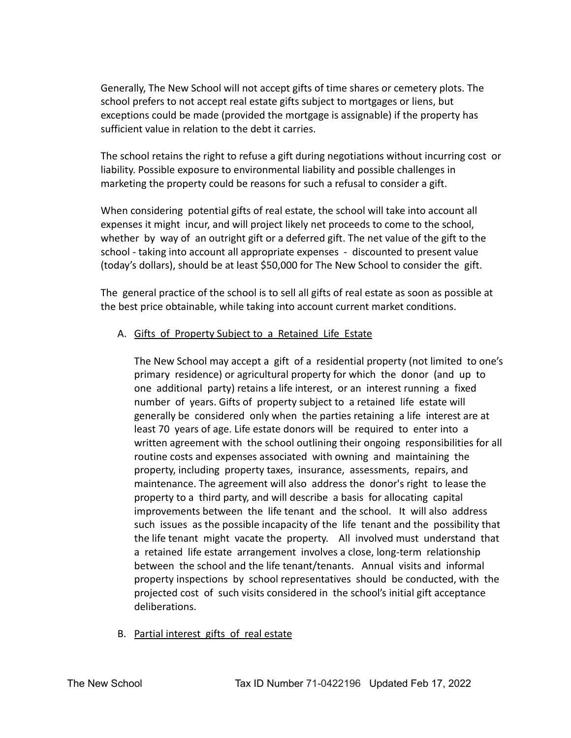Generally, The New School will not accept gifts of time shares or cemetery plots. The school prefers to not accept real estate gifts subject to mortgages or liens, but exceptions could be made (provided the mortgage is assignable) if the property has sufficient value in relation to the debt it carries.

The school retains the right to refuse a gift during negotiations without incurring cost or liability. Possible exposure to environmental liability and possible challenges in marketing the property could be reasons for such a refusal to consider a gift.

When considering potential gifts of real estate, the school will take into account all expenses it might incur, and will project likely net proceeds to come to the school, whether by way of an outright gift or a deferred gift. The net value of the gift to the school - taking into account all appropriate expenses - discounted to present value (today's dollars), should be at least $50,000 for The New School to consider the gift.

The general practice of the school is to sell all gifts of real estate as soon as possible at the best price obtainable, while taking into account current market conditions.

A. <u>Gifts of Property Subject to a Retained Life Estate</u>

   The New School may accept a gift of a residential property (not limited to one's primary residence) or agricultural property for which the donor (and up to one additional party) retains a life interest, or an interest running a fixed number of years. Gifts of property subject to a retained life estate will generally be considered only when the parties retaining a life interest are at least 70 years of age. Life estate donors will be required to enter into a written agreement with the school outlining their ongoing responsibilities for all routine costs and expenses associated with owning and maintaining the property, including property taxes, insurance, assessments, repairs, and maintenance. The agreement will also address the donor's right to lease the property to a third party, and will describe a basis for allocating capital improvements between the life tenant and the school. It will also address such issues as the possible incapacity of the life tenant and the possibility that the life tenant might vacate the property. All involved must understand that a retained life estate arrangement involves a close, long-term relationship between the school and the life tenant/tenants. Annual visits and informal property inspections by school representatives should be conducted, with the projected cost of such visits considered in the school's initial gift acceptance deliberations.

B. <u>Partial interest gifts of real estate</u>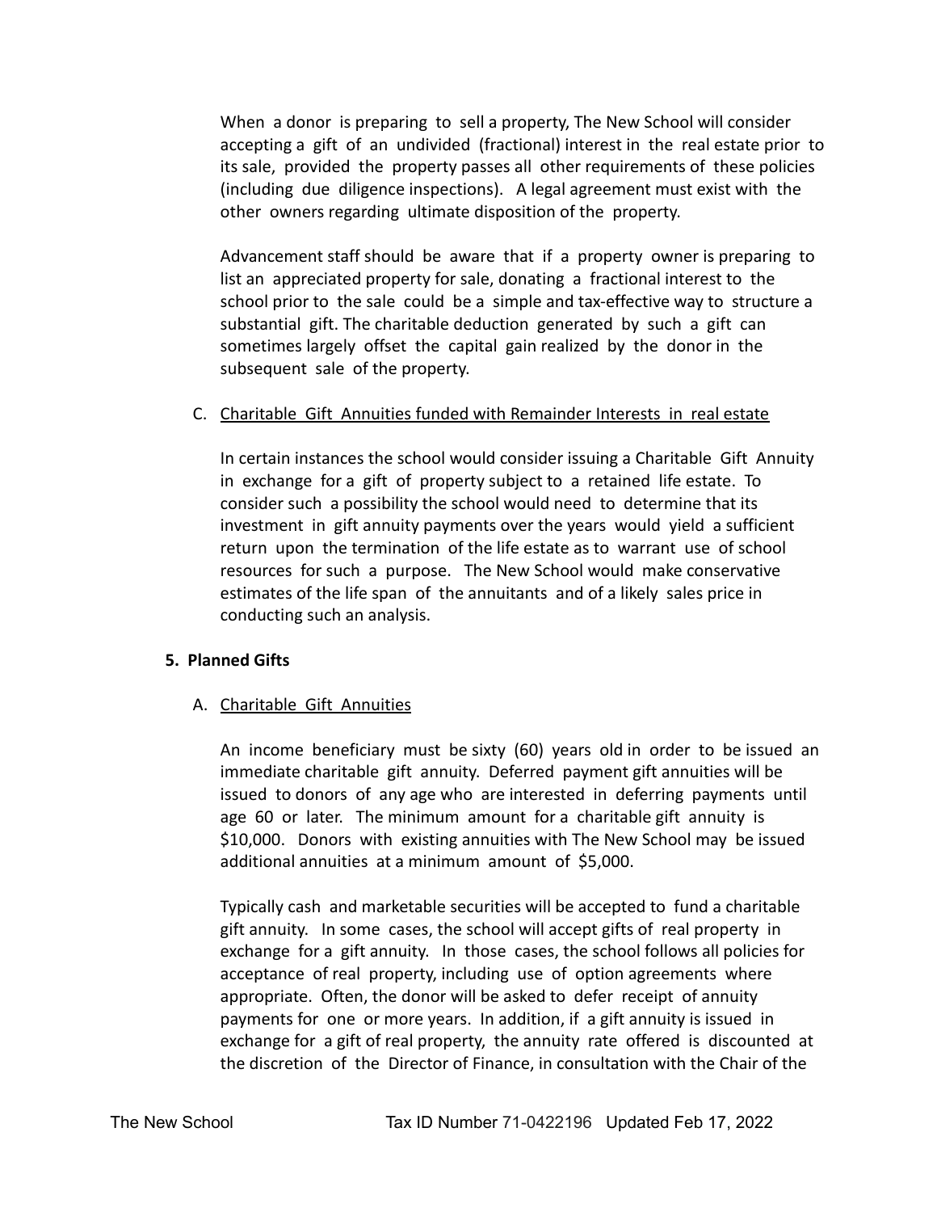When a donor is preparing to sell a property, The New School will consider accepting a gift of an undivided (fractional) interest in the real estate prior to its sale, provided the property passes all other requirements of these policies (including due diligence inspections). A legal agreement must exist with the other owners regarding ultimate disposition of the property.

Advancement staff should be aware that if a property owner is preparing to list an appreciated property for sale, donating a fractional interest to the school prior to the sale could be a simple and tax-effective way to structure a substantial gift. The charitable deduction generated by such a gift can sometimes largely offset the capital gain realized by the donor in the subsequent sale of the property.

C. Charitable Gift Annuities funded with Remainder Interests in real estate

In certain instances the school would consider issuing a Charitable Gift Annuity in exchange for a gift of property subject to a retained life estate. To consider such a possibility the school would need to determine that its investment in gift annuity payments over the years would yield a sufficient return upon the termination of the life estate as to warrant use of school resources for such a purpose. The New School would make conservative estimates of the life span of the annuitants and of a likely sales price in conducting such an analysis.

## 5. Planned Gifts

A. Charitable Gift Annuities

An income beneficiary must be sixty (60) years old in order to be issued an immediate charitable gift annuity. Deferred payment gift annuities will be issued to donors of any age who are interested in deferring payments until age 60 or later. The minimum amount for a charitable gift annuity is $10,000. Donors with existing annuities with The New School may be issued additional annuities at a minimum amount of $5,000.

Typically cash and marketable securities will be accepted to fund a charitable gift annuity. In some cases, the school will accept gifts of real property in exchange for a gift annuity. In those cases, the school follows all policies for acceptance of real property, including use of option agreements where appropriate. Often, the donor will be asked to defer receipt of annuity payments for one or more years. In addition, if a gift annuity is issued in exchange for a gift of real property, the annuity rate offered is discounted at the discretion of the Director of Finance, in consultation with the Chair of the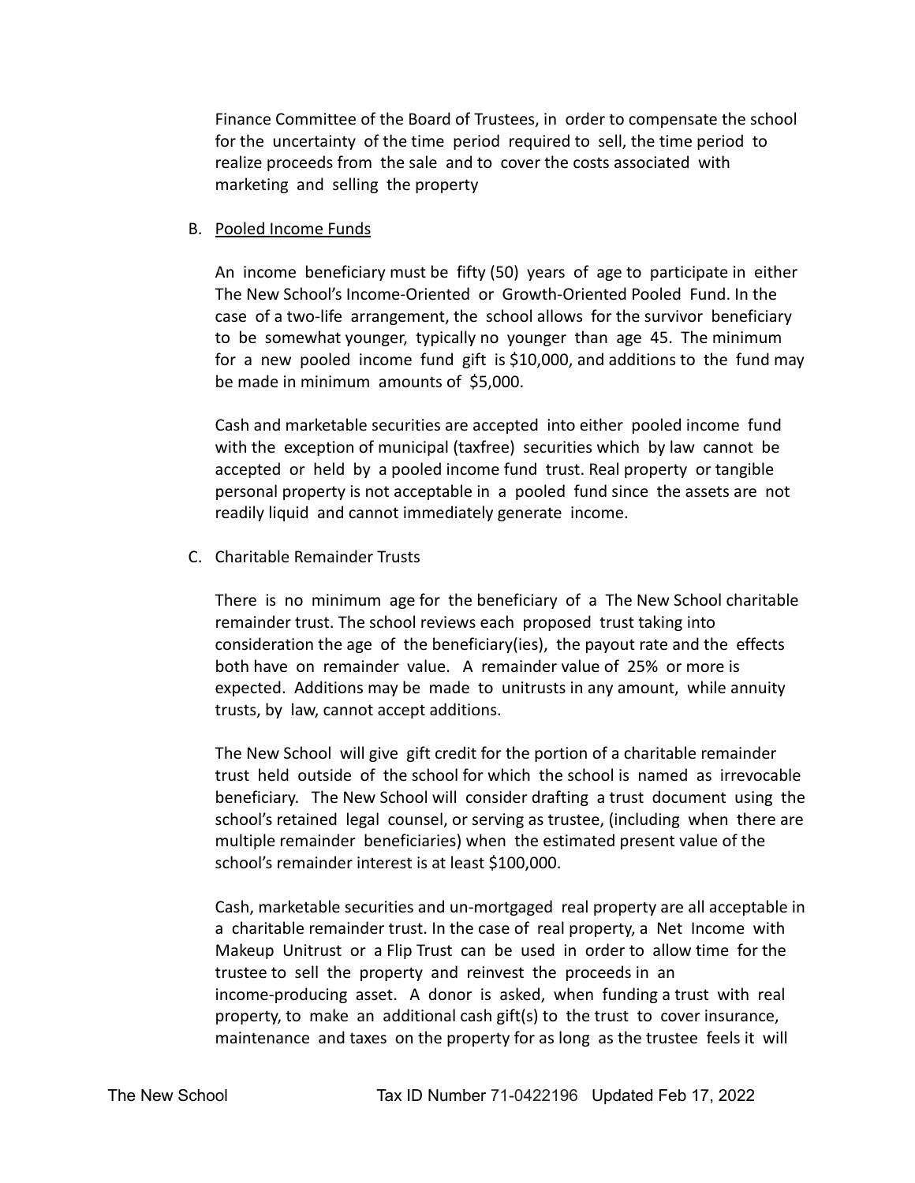Finance Committee of the Board of Trustees, in order to compensate the school for the uncertainty of the time period required to sell, the time period to realize proceeds from the sale and to cover the costs associated with marketing and selling the property

B. <u>Pooled Income Funds</u>

An income beneficiary must be fifty (50) years of age to participate in either The New School's Income-Oriented or Growth-Oriented Pooled Fund. In the case of a two-life arrangement, the school allows for the survivor beneficiary to be somewhat younger, typically no younger than age 45. The minimum for a new pooled income fund gift is $10,000, and additions to the fund may be made in minimum amounts of $5,000.

Cash and marketable securities are accepted into either pooled income fund with the exception of municipal (taxfree) securities which by law cannot be accepted or held by a pooled income fund trust. Real property or tangible personal property is not acceptable in a pooled fund since the assets are not readily liquid and cannot immediately generate income.

C. Charitable Remainder Trusts

There is no minimum age for the beneficiary of a The New School charitable remainder trust. The school reviews each proposed trust taking into consideration the age of the beneficiary(ies), the payout rate and the effects both have on remainder value. A remainder value of 25% or more is expected. Additions may be made to unitrusts in any amount, while annuity trusts, by law, cannot accept additions.

The New School will give gift credit for the portion of a charitable remainder trust held outside of the school for which the school is named as irrevocable beneficiary. The New School will consider drafting a trust document using the school's retained legal counsel, or serving as trustee, (including when there are multiple remainder beneficiaries) when the estimated present value of the school's remainder interest is at least $100,000.

Cash, marketable securities and un-mortgaged real property are all acceptable in a charitable remainder trust. In the case of real property, a Net Income with Makeup Unitrust or a Flip Trust can be used in order to allow time for the trustee to sell the property and reinvest the proceeds in an income-producing asset. A donor is asked, when funding a trust with real property, to make an additional cash gift(s) to the trust to cover insurance, maintenance and taxes on the property for as long as the trustee feels it will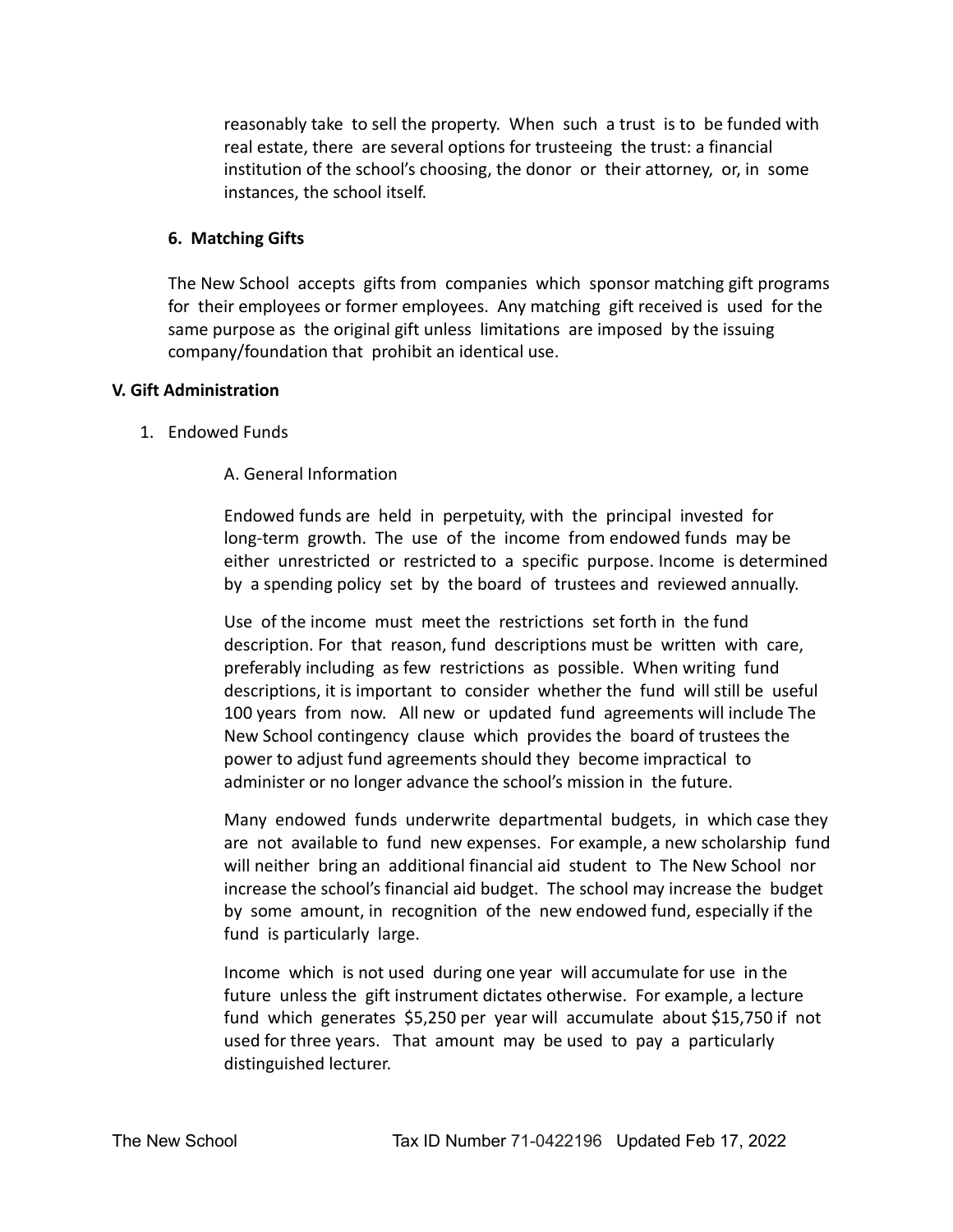reasonably take to sell the property. When such a trust is to be funded with real estate, there are several options for trusteeing the trust: a financial institution of the school's choosing, the donor or their attorney, or, in some instances, the school itself.

### 6. Matching Gifts

The New School accepts gifts from companies which sponsor matching gift programs for their employees or former employees. Any matching gift received is used for the same purpose as the original gift unless limitations are imposed by the issuing company/foundation that prohibit an identical use.

## V. Gift Administration

1. Endowed Funds

A. General Information

Endowed funds are held in perpetuity, with the principal invested for long-term growth. The use of the income from endowed funds may be either unrestricted or restricted to a specific purpose. Income is determined by a spending policy set by the board of trustees and reviewed annually.

Use of the income must meet the restrictions set forth in the fund description. For that reason, fund descriptions must be written with care, preferably including as few restrictions as possible. When writing fund descriptions, it is important to consider whether the fund will still be useful 100 years from now. All new or updated fund agreements will include The New School contingency clause which provides the board of trustees the power to adjust fund agreements should they become impractical to administer or no longer advance the school's mission in the future.

Many endowed funds underwrite departmental budgets, in which case they are not available to fund new expenses. For example, a new scholarship fund will neither bring an additional financial aid student to The New School nor increase the school's financial aid budget. The school may increase the budget by some amount, in recognition of the new endowed fund, especially if the fund is particularly large.

Income which is not used during one year will accumulate for use in the future unless the gift instrument dictates otherwise. For example, a lecture fund which generates $5,250 per year will accumulate about $15,750 if not used for three years. That amount may be used to pay a particularly distinguished lecturer.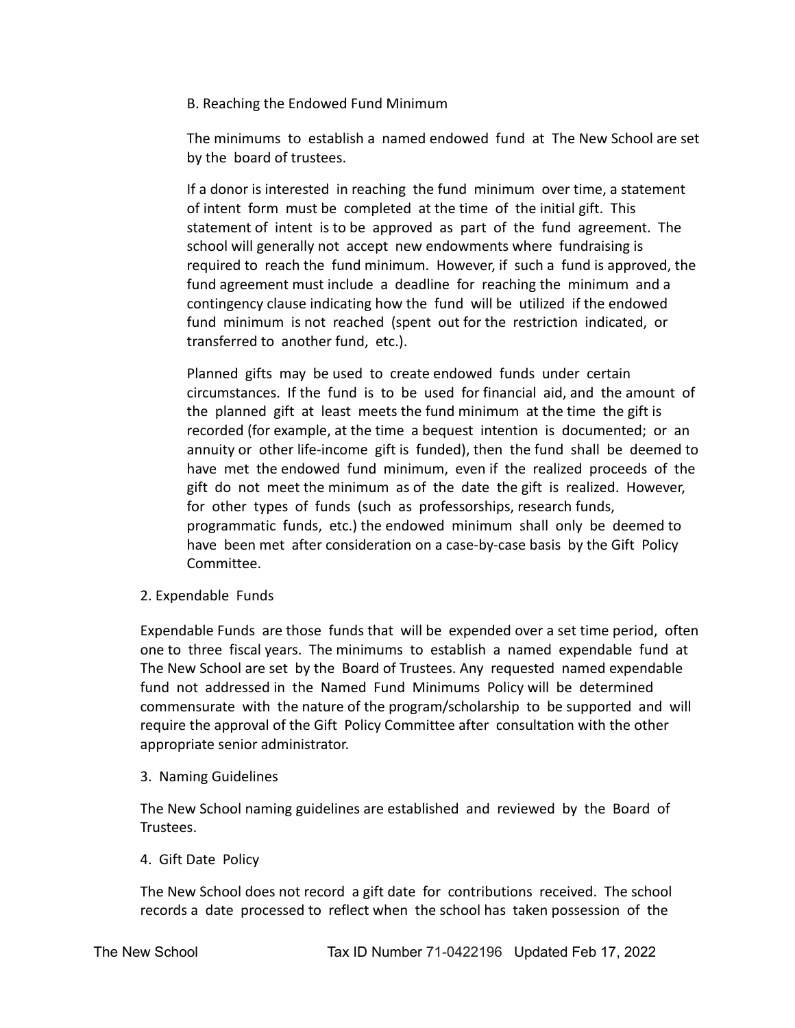### B. Reaching the Endowed Fund Minimum

The minimums to establish a named endowed fund at The New School are set by the board of trustees.

If a donor is interested in reaching the fund minimum over time, a statement of intent form must be completed at the time of the initial gift. This statement of intent is to be approved as part of the fund agreement. The school will generally not accept new endowments where fundraising is required to reach the fund minimum. However, if such a fund is approved, the fund agreement must include a deadline for reaching the minimum and a contingency clause indicating how the fund will be utilized if the endowed fund minimum is not reached (spent out for the restriction indicated, or transferred to another fund, etc.).

Planned gifts may be used to create endowed funds under certain circumstances. If the fund is to be used for financial aid, and the amount of the planned gift at least meets the fund minimum at the time the gift is recorded (for example, at the time a bequest intention is documented; or an annuity or other life-income gift is funded), then the fund shall be deemed to have met the endowed fund minimum, even if the realized proceeds of the gift do not meet the minimum as of the date the gift is realized. However, for other types of funds (such as professorships, research funds, programmatic funds, etc.) the endowed minimum shall only be deemed to have been met after consideration on a case-by-case basis by the Gift Policy Committee.

## 2. Expendable Funds

Expendable Funds are those funds that will be expended over a set time period, often one to three fiscal years. The minimums to establish a named expendable fund at The New School are set by the Board of Trustees. Any requested named expendable fund not addressed in the Named Fund Minimums Policy will be determined commensurate with the nature of the program/scholarship to be supported and will require the approval of the Gift Policy Committee after consultation with the other appropriate senior administrator.

## 3. Naming Guidelines

The New School naming guidelines are established and reviewed by the Board of Trustees.

## 4. Gift Date Policy

The New School does not record a gift date for contributions received. The school records a date processed to reflect when the school has taken possession of the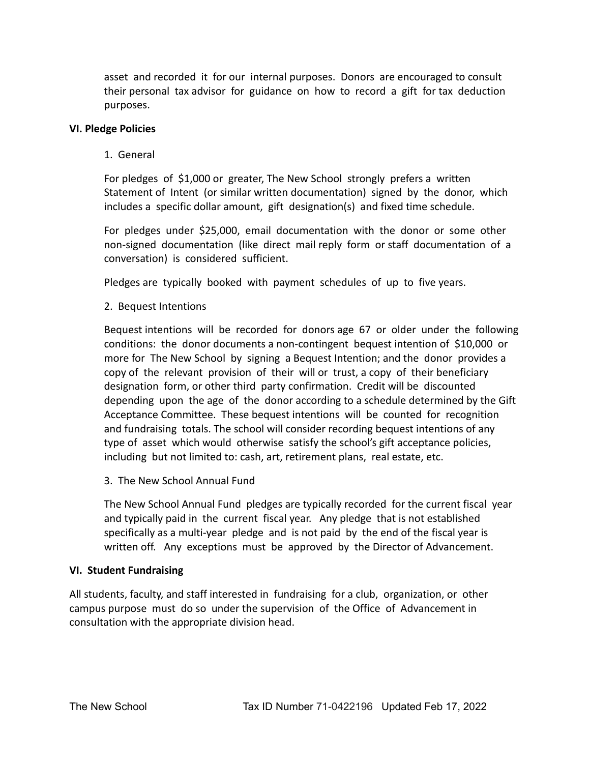asset and recorded it for our internal purposes. Donors are encouraged to consult their personal tax advisor for guidance on how to record a gift for tax deduction purposes.

**VI. Pledge Policies**

1. General

For pledges of $1,000 or greater, The New School strongly prefers a written Statement of Intent (or similar written documentation) signed by the donor, which includes a specific dollar amount, gift designation(s) and fixed time schedule.

For pledges under $25,000, email documentation with the donor or some other non-signed documentation (like direct mail reply form or staff documentation of a conversation) is considered sufficient.

Pledges are typically booked with payment schedules of up to five years.

2. Bequest Intentions

Bequest intentions will be recorded for donors age 67 or older under the following conditions: the donor documents a non-contingent bequest intention of $10,000 or more for The New School by signing a Bequest Intention; and the donor provides a copy of the relevant provision of their will or trust, a copy of their beneficiary designation form, or other third party confirmation. Credit will be discounted depending upon the age of the donor according to a schedule determined by the Gift Acceptance Committee. These bequest intentions will be counted for recognition and fundraising totals. The school will consider recording bequest intentions of any type of asset which would otherwise satisfy the school's gift acceptance policies, including but not limited to: cash, art, retirement plans, real estate, etc.

3. The New School Annual Fund

The New School Annual Fund pledges are typically recorded for the current fiscal year and typically paid in the current fiscal year. Any pledge that is not established specifically as a multi-year pledge and is not paid by the end of the fiscal year is written off. Any exceptions must be approved by the Director of Advancement.

**VI. Student Fundraising**

All students, faculty, and staff interested in fundraising for a club, organization, or other campus purpose must do so under the supervision of the Office of Advancement in consultation with the appropriate division head.